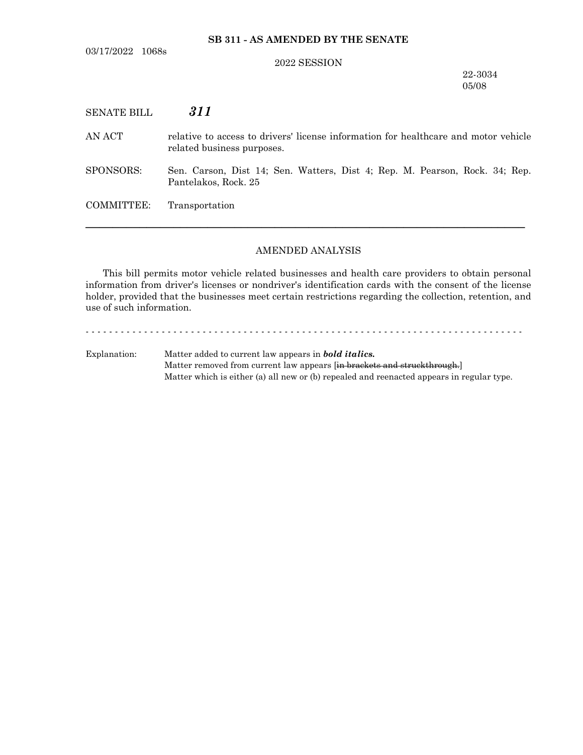**SB 311 - AS AMENDED BY THE SENATE**

03/17/2022 1068s

2022 SESSION

22-3034
05/08

SENATE BILL ***311***

AN ACT relative to access to drivers' license information for healthcare and motor vehicle related business purposes.

SPONSORS: Sen. Carson, Dist 14; Sen. Watters, Dist 4; Rep. M. Pearson, Rock. 34; Rep. Pantelakos, Rock. 25

COMMITTEE: Transportation

---

AMENDED ANALYSIS

This bill permits motor vehicle related businesses and health care providers to obtain personal information from driver's licenses or nondriver's identification cards with the consent of the license holder, provided that the businesses meet certain restrictions regarding the collection, retention, and use of such information.

- - - - - - - - - - - - - - - - - - - - - - - - - - - - - - - - - - - - - - - - - - - - - - - - - - - - - - - - - - - - - - - - - - - - - -

Explanation: Matter added to current law appears in ***bold italics.***
Matter removed from current law appears [~~in brackets and struckthrough.~~]
Matter which is either (a) all new or (b) repealed and reenacted appears in regular type.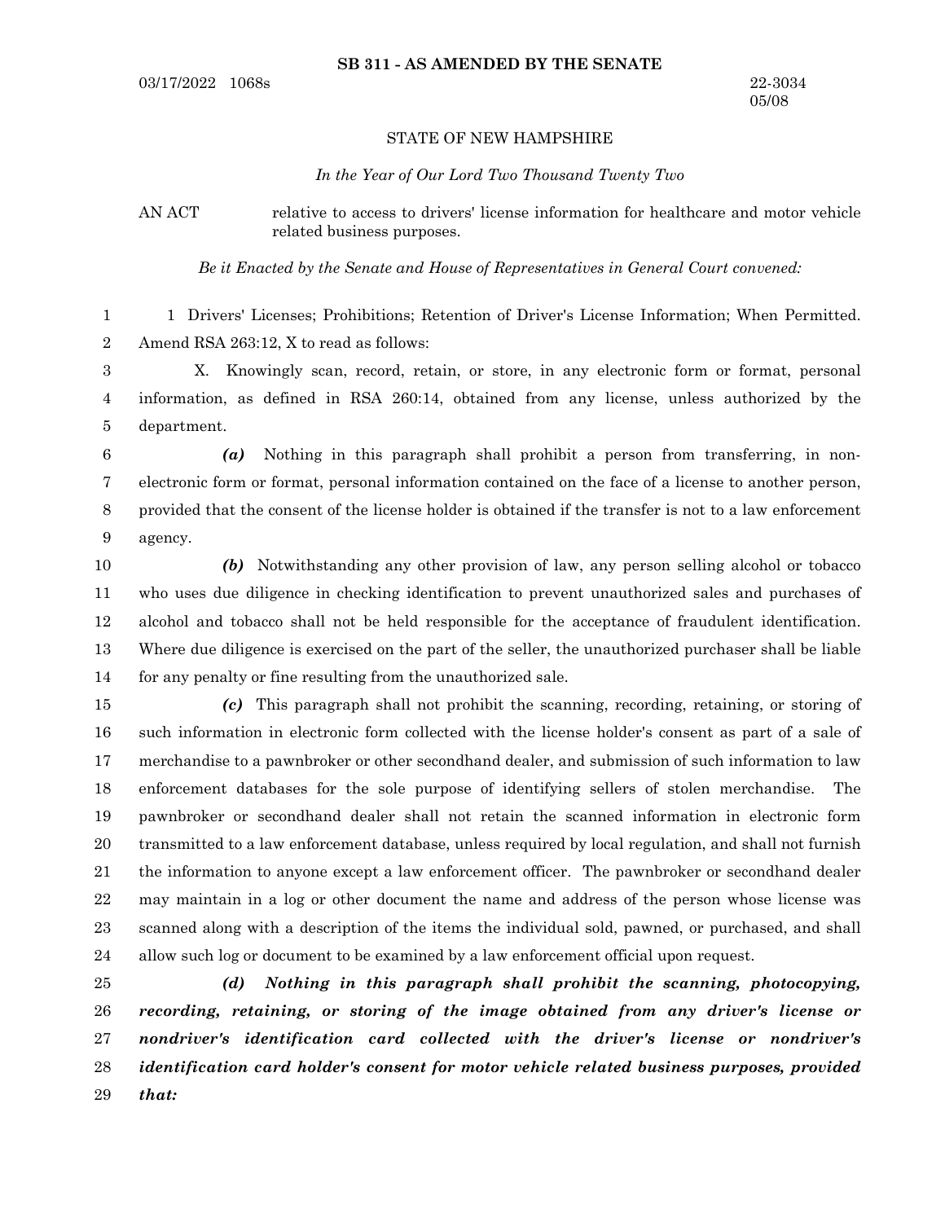**SB 311 - AS AMENDED BY THE SENATE**

03/17/2022 1068s

22-3034
05/08

STATE OF NEW HAMPSHIRE

*In the Year of Our Lord Two Thousand Twenty Two*

AN ACT relative to access to drivers' license information for healthcare and motor vehicle related business purposes.

*Be it Enacted by the Senate and House of Representatives in General Court convened:*

1 Drivers' Licenses; Prohibitions; Retention of Driver's License Information; When Permitted. Amend RSA 263:12, X to read as follows:

X. Knowingly scan, record, retain, or store, in any electronic form or format, personal information, as defined in RSA 260:14, obtained from any license, unless authorized by the department.

***(a)*** Nothing in this paragraph shall prohibit a person from transferring, in non-electronic form or format, personal information contained on the face of a license to another person, provided that the consent of the license holder is obtained if the transfer is not to a law enforcement agency.

***(b)*** Notwithstanding any other provision of law, any person selling alcohol or tobacco who uses due diligence in checking identification to prevent unauthorized sales and purchases of alcohol and tobacco shall not be held responsible for the acceptance of fraudulent identification. Where due diligence is exercised on the part of the seller, the unauthorized purchaser shall be liable for any penalty or fine resulting from the unauthorized sale.

***(c)*** This paragraph shall not prohibit the scanning, recording, retaining, or storing of such information in electronic form collected with the license holder's consent as part of a sale of merchandise to a pawnbroker or other secondhand dealer, and submission of such information to law enforcement databases for the sole purpose of identifying sellers of stolen merchandise. The pawnbroker or secondhand dealer shall not retain the scanned information in electronic form transmitted to a law enforcement database, unless required by local regulation, and shall not furnish the information to anyone except a law enforcement officer. The pawnbroker or secondhand dealer may maintain in a log or other document the name and address of the person whose license was scanned along with a description of the items the individual sold, pawned, or purchased, and shall allow such log or document to be examined by a law enforcement official upon request.

***(d) Nothing in this paragraph shall prohibit the scanning, photocopying, recording, retaining, or storing of the image obtained from any driver's license or nondriver's identification card collected with the driver's license or nondriver's identification card holder's consent for motor vehicle related business purposes, provided that:***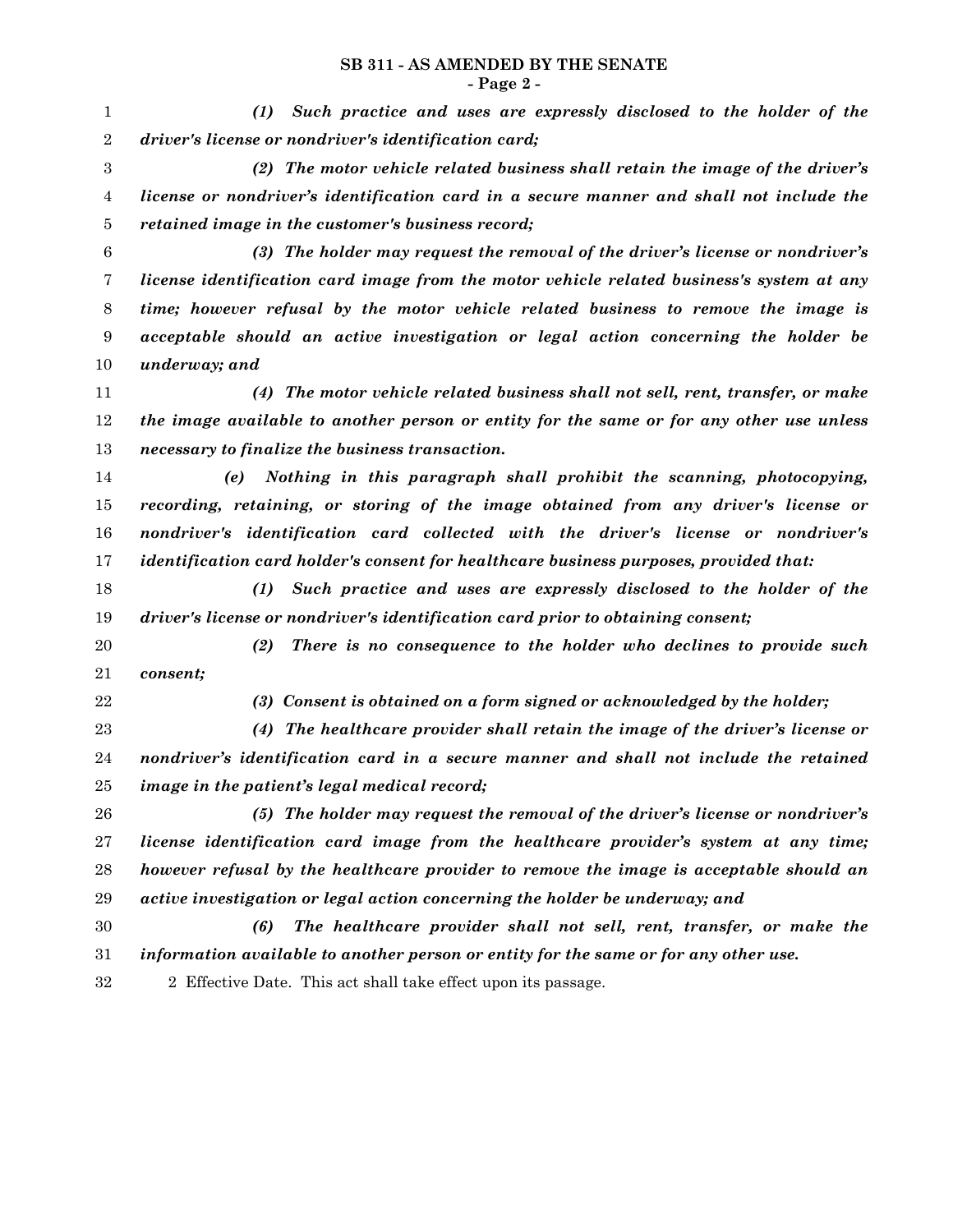*(1) Such practice and uses are expressly disclosed to the holder of the driver's license or nondriver's identification card;*

*(2) The motor vehicle related business shall retain the image of the driver's license or nondriver's identification card in a secure manner and shall not include the retained image in the customer's business record;*

*(3) The holder may request the removal of the driver's license or nondriver's license identification card image from the motor vehicle related business's system at any time; however refusal by the motor vehicle related business to remove the image is acceptable should an active investigation or legal action concerning the holder be underway; and*

*(4) The motor vehicle related business shall not sell, rent, transfer, or make the image available to another person or entity for the same or for any other use unless necessary to finalize the business transaction.*

*(e) Nothing in this paragraph shall prohibit the scanning, photocopying, recording, retaining, or storing of the image obtained from any driver's license or nondriver's identification card collected with the driver's license or nondriver's identification card holder's consent for healthcare business purposes, provided that:*

*(1) Such practice and uses are expressly disclosed to the holder of the driver's license or nondriver's identification card prior to obtaining consent;*

*(2) There is no consequence to the holder who declines to provide such consent;*

*(3) Consent is obtained on a form signed or acknowledged by the holder;*

*(4) The healthcare provider shall retain the image of the driver's license or nondriver's identification card in a secure manner and shall not include the retained image in the patient's legal medical record;*

*(5) The holder may request the removal of the driver's license or nondriver's license identification card image from the healthcare provider's system at any time; however refusal by the healthcare provider to remove the image is acceptable should an active investigation or legal action concerning the holder be underway; and*

*(6) The healthcare provider shall not sell, rent, transfer, or make the information available to another person or entity for the same or for any other use.*

2 Effective Date. This act shall take effect upon its passage.